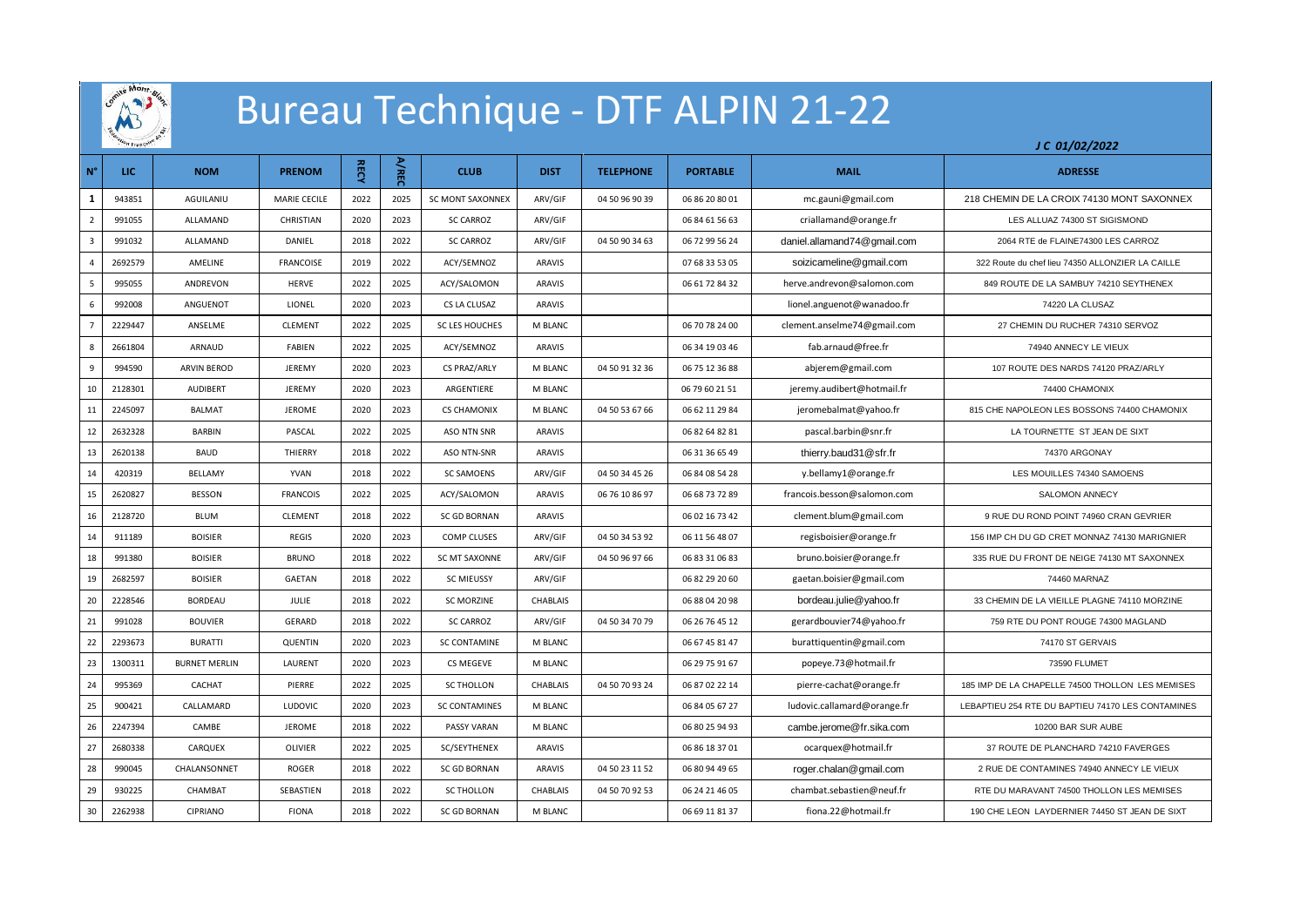# Bureau Technique - DTF ALPIN 21-22

*J C 01/02/2022*

| N° | LIC | NOM | PRENOM | RECY | A/REC | CLUB | DIST | TELEPHONE | PORTABLE | MAIL | ADRESSE |
|---|---|---|---|---|---|---|---|---|---|---|---|
| 1 | 943851 | AGUILANIU | MARIE CECILE | 2022 | 2025 | SC MONT SAXONNEX | ARV/GIF | 04 50 96 90 39 | 06 86 20 80 01 | mc.gauni@gmail.com | 218 CHEMIN DE LA CROIX 74130 MONT SAXONNEX |
| 2 | 991055 | ALLAMAND | CHRISTIAN | 2020 | 2023 | SC CARROZ | ARV/GIF | | 06 84 61 56 63 | criallamand@orange.fr | LES ALLUAZ 74300 ST SIGISMOND |
| 3 | 991032 | ALLAMAND | DANIEL | 2018 | 2022 | SC CARROZ | ARV/GIF | 04 50 90 34 63 | 06 72 99 56 24 | daniel.allamand74@gmail.com | 2064 RTE de FLAINE74300 LES CARROZ |
| 4 | 2692579 | AMELINE | FRANCOISE | 2019 | 2022 | ACY/SEMNOZ | ARAVIS | | 07 68 33 53 05 | soizicameline@gmail.com | 322 Route du chef lieu 74350 ALLONZIER LA CAILLE |
| 5 | 995055 | ANDREVON | HERVE | 2022 | 2025 | ACY/SALOMON | ARAVIS | | 06 61 72 84 32 | herve.andrevon@salomon.com | 849 ROUTE DE LA SAMBUY 74210 SEYTHENEX |
| 6 | 992008 | ANGUENOT | LIONEL | 2020 | 2023 | CS LA CLUSAZ | ARAVIS | | | lionel.anguenot@wanadoo.fr | 74220 LA CLUSAZ |
| 7 | 2229447 | ANSELME | CLEMENT | 2022 | 2025 | SC LES HOUCHES | M BLANC | | 06 70 78 24 00 | clement.anselme74@gmail.com | 27 CHEMIN DU RUCHER 74310 SERVOZ |
| 8 | 2661804 | ARNAUD | FABIEN | 2022 | 2025 | ACY/SEMNOZ | ARAVIS | | 06 34 19 03 46 | fab.arnaud@free.fr | 74940 ANNECY LE VIEUX |
| 9 | 994590 | ARVIN BEROD | JEREMY | 2020 | 2023 | CS PRAZ/ARLY | M BLANC | 04 50 91 32 36 | 06 75 12 36 88 | abjerem@gmail.com | 107 ROUTE DES NARDS 74120 PRAZ/ARLY |
| 10 | 2128301 | AUDIBERT | JEREMY | 2020 | 2023 | ARGENTIERE | M BLANC | | 06 79 60 21 51 | jeremy.audibert@hotmail.fr | 74400 CHAMONIX |
| 11 | 2245097 | BALMAT | JEROME | 2020 | 2023 | CS CHAMONIX | M BLANC | 04 50 53 67 66 | 06 62 11 29 84 | jeromebalmat@yahoo.fr | 815 CHE NAPOLEON LES BOSSONS 74400 CHAMONIX |
| 12 | 2632328 | BARBIN | PASCAL | 2022 | 2025 | ASO NTN SNR | ARAVIS | | 06 82 64 82 81 | pascal.barbin@snr.fr | LA TOURNETTE ST JEAN DE SIXT |
| 13 | 2620138 | BAUD | THIERRY | 2018 | 2022 | ASO NTN-SNR | ARAVIS | | 06 31 36 65 49 | thierry.baud31@sfr.fr | 74370 ARGONAY |
| 14 | 420319 | BELLAMY | YVAN | 2018 | 2022 | SC SAMOENS | ARV/GIF | 04 50 34 45 26 | 06 84 08 54 28 | y.bellamy1@orange.fr | LES MOUILLES 74340 SAMOENS |
| 15 | 2620827 | BESSON | FRANCOIS | 2022 | 2025 | ACY/SALOMON | ARAVIS | 06 76 10 86 97 | 06 68 73 72 89 | francois.besson@salomon.com | SALOMON ANNECY |
| 16 | 2128720 | BLUM | CLEMENT | 2018 | 2022 | SC GD BORNAN | ARAVIS | | 06 02 16 73 42 | clement.blum@gmail.com | 9 RUE DU ROND POINT 74960 CRAN GEVRIER |
| 14 | 911189 | BOISIER | REGIS | 2020 | 2023 | COMP CLUSES | ARV/GIF | 04 50 34 53 92 | 06 11 56 48 07 | regisboisier@orange.fr | 156 IMP CH DU GD CRET MONNAZ 74130 MARIGNIER |
| 18 | 991380 | BOISIER | BRUNO | 2018 | 2022 | SC MT SAXONNE | ARV/GIF | 04 50 96 97 66 | 06 83 31 06 83 | bruno.boisier@orange.fr | 335 RUE DU FRONT DE NEIGE 74130 MT SAXONNEX |
| 19 | 2682597 | BOISIER | GAETAN | 2018 | 2022 | SC MIEUSSY | ARV/GIF | | 06 82 29 20 60 | gaetan.boisier@gmail.com | 74460 MARNAZ |
| 20 | 2228546 | BORDEAU | JULIE | 2018 | 2022 | SC MORZINE | CHABLAIS | | 06 88 04 20 98 | bordeau.julie@yahoo.fr | 33 CHEMIN DE LA VIEILLE PLAGNE 74110 MORZINE |
| 21 | 991028 | BOUVIER | GERARD | 2018 | 2022 | SC CARROZ | ARV/GIF | 04 50 34 70 79 | 06 26 76 45 12 | gerardbouvier74@yahoo.fr | 759 RTE DU PONT ROUGE 74300 MAGLAND |
| 22 | 2293673 | BURATTI | QUENTIN | 2020 | 2023 | SC CONTAMINE | M BLANC | | 06 67 45 81 47 | burattiquentin@gmail.com | 74170 ST GERVAIS |
| 23 | 1300311 | BURNET MERLIN | LAURENT | 2020 | 2023 | CS MEGEVE | M BLANC | | 06 29 75 91 67 | popeye.73@hotmail.fr | 73590 FLUMET |
| 24 | 995369 | CACHAT | PIERRE | 2022 | 2025 | SC THOLLON | CHABLAIS | 04 50 70 93 24 | 06 87 02 22 14 | pierre-cachat@orange.fr | 185 IMP DE LA CHAPELLE 74500 THOLLON LES MEMISES |
| 25 | 900421 | CALLAMARD | LUDOVIC | 2020 | 2023 | SC CONTAMINES | M BLANC | | 06 84 05 67 27 | ludovic.callamard@orange.fr | LEBAPTIEU 254 RTE DU BAPTIEU 74170 LES CONTAMINES |
| 26 | 2247394 | CAMBE | JEROME | 2018 | 2022 | PASSY VARAN | M BLANC | | 06 80 25 94 93 | cambe.jerome@fr.sika.com | 10200 BAR SUR AUBE |
| 27 | 2680338 | CARQUEX | OLIVIER | 2022 | 2025 | SC/SEYTHENEX | ARAVIS | | 06 86 18 37 01 | ocarquex@hotmail.fr | 37 ROUTE DE PLANCHARD 74210 FAVERGES |
| 28 | 990045 | CHALANSONNET | ROGER | 2018 | 2022 | SC GD BORNAN | ARAVIS | 04 50 23 11 52 | 06 80 94 49 65 | roger.chalan@gmail.com | 2 RUE DE CONTAMINES 74940 ANNECY LE VIEUX |
| 29 | 930225 | CHAMBAT | SEBASTIEN | 2018 | 2022 | SC THOLLON | CHABLAIS | 04 50 70 92 53 | 06 24 21 46 05 | chambat.sebastien@neuf.fr | RTE DU MARAVANT 74500 THOLLON LES MEMISES |
| 30 | 2262938 | CIPRIANO | FIONA | 2018 | 2022 | SC GD BORNAN | M BLANC | | 06 69 11 81 37 | fiona.22@hotmail.fr | 190 CHE LEON LAYDERNIER 74450 ST JEAN DE SIXT |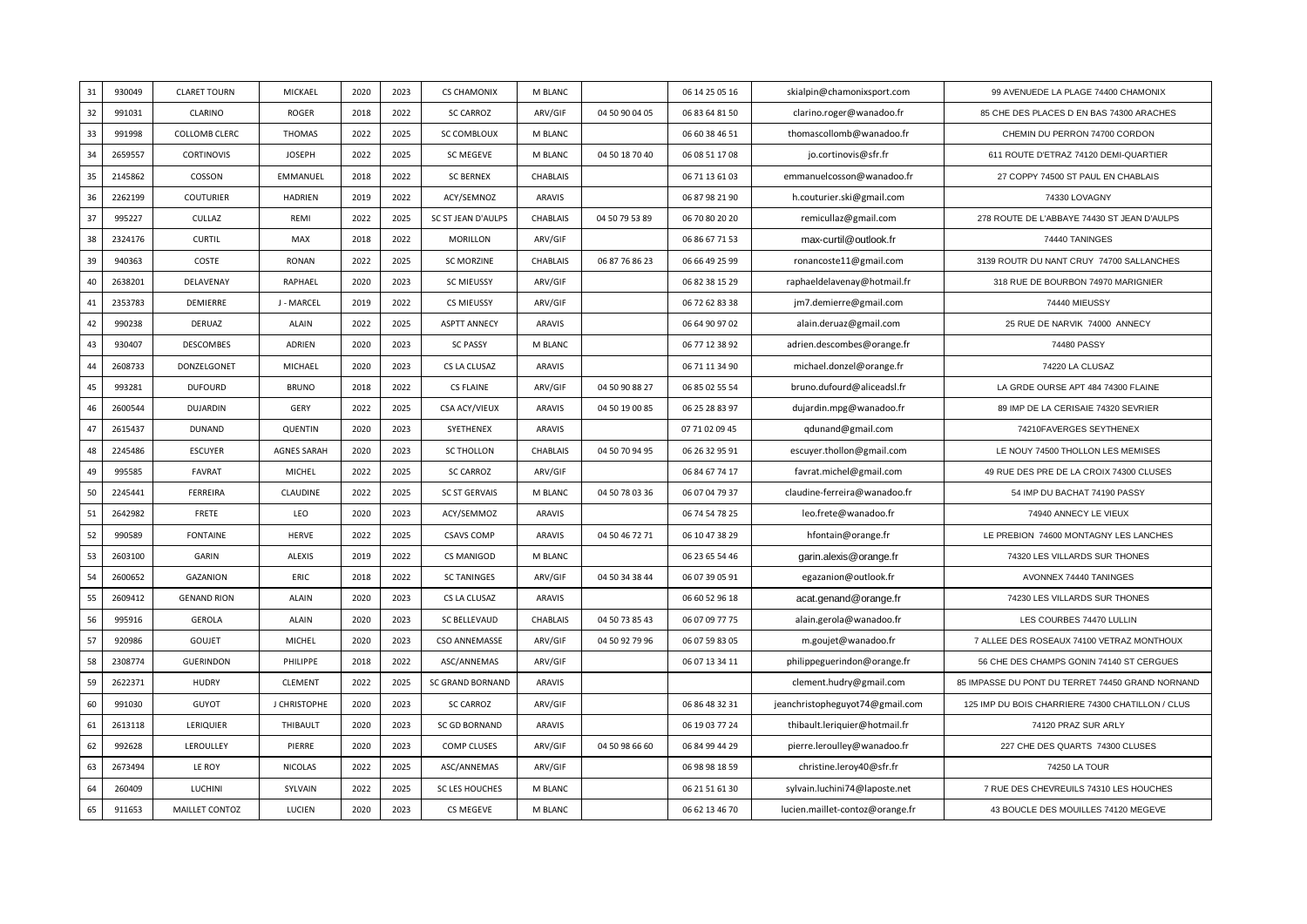| 31 | 930049 | CLARET TOURN | MICKAEL | 2020 | 2023 | CS CHAMONIX | M BLANC | | 06 14 25 05 16 | skialpin@chamonixsport.com | 99 AVENUEDE LA PLAGE 74400 CHAMONIX |
|---|---|---|---|---|---|---|---|---|---|---|---|
| 32 | 991031 | CLARINO | ROGER | 2018 | 2022 | SC CARROZ | ARV/GIF | 04 50 90 04 05 | 06 83 64 81 50 | clarino.roger@wanadoo.fr | 85 CHE DES PLACES D EN BAS 74300 ARACHES |
| 33 | 991998 | COLLOMB CLERC | THOMAS | 2022 | 2025 | SC COMBLOUX | M BLANC | | 06 60 38 46 51 | thomascollomb@wanadoo.fr | CHEMIN DU PERRON 74700 CORDON |
| 34 | 2659557 | CORTINOVIS | JOSEPH | 2022 | 2025 | SC MEGEVE | M BLANC | 04 50 18 70 40 | 06 08 51 17 08 | jo.cortinovis@sfr.fr | 611 ROUTE D'ETRAZ 74120 DEMI-QUARTIER |
| 35 | 2145862 | COSSON | EMMANUEL | 2018 | 2022 | SC BERNEX | CHABLAIS | | 06 71 13 61 03 | emmanuelcosson@wanadoo.fr | 27 COPPY 74500 ST PAUL EN CHABLAIS |
| 36 | 2262199 | COUTURIER | HADRIEN | 2019 | 2022 | ACY/SEMNOZ | ARAVIS | | 06 87 98 21 90 | h.couturier.ski@gmail.com | 74330 LOVAGNY |
| 37 | 995227 | CULLAZ | REMI | 2022 | 2025 | SC ST JEAN D'AULPS | CHABLAIS | 04 50 79 53 89 | 06 70 80 20 20 | remicullaz@gmail.com | 278 ROUTE DE L'ABBAYE 74430 ST JEAN D'AULPS |
| 38 | 2324176 | CURTIL | MAX | 2018 | 2022 | MORILLON | ARV/GIF | | 06 86 67 71 53 | max-curtil@outlook.fr | 74440 TANINGES |
| 39 | 940363 | COSTE | RONAN | 2022 | 2025 | SC MORZINE | CHABLAIS | 06 87 76 86 23 | 06 66 49 25 99 | ronancoste11@gmail.com | 3139 ROUTR DU NANT CRUY 74700 SALLANCHES |
| 40 | 2638201 | DELAVENAY | RAPHAEL | 2020 | 2023 | SC MIEUSSY | ARV/GIF | | 06 82 38 15 29 | raphaeldelavenay@hotmail.fr | 318 RUE DE BOURBON 74970 MARIGNIER |
| 41 | 2353783 | DEMIERRE | J - MARCEL | 2019 | 2022 | CS MIEUSSY | ARV/GIF | | 06 72 62 83 38 | jm7.demierre@gmail.com | 74440 MIEUSSY |
| 42 | 990238 | DERUAZ | ALAIN | 2022 | 2025 | ASPTT ANNECY | ARAVIS | | 06 64 90 97 02 | alain.deruaz@gmail.com | 25 RUE DE NARVIK 74000 ANNECY |
| 43 | 930407 | DESCOMBES | ADRIEN | 2020 | 2023 | SC PASSY | M BLANC | | 06 77 12 38 92 | adrien.descombes@orange.fr | 74480 PASSY |
| 44 | 2608733 | DONZELGONET | MICHAEL | 2020 | 2023 | CS LA CLUSAZ | ARAVIS | | 06 71 11 34 90 | michael.donzel@orange.fr | 74220 LA CLUSAZ |
| 45 | 993281 | DUFOURD | BRUNO | 2018 | 2022 | CS FLAINE | ARV/GIF | 04 50 90 88 27 | 06 85 02 55 54 | bruno.dufourd@aliceadsl.fr | LA GRDE OURSE APT 484 74300 FLAINE |
| 46 | 2600544 | DUJARDIN | GERY | 2022 | 2025 | CSA ACY/VIEUX | ARAVIS | 04 50 19 00 85 | 06 25 28 83 97 | dujardin.mpg@wanadoo.fr | 89 IMP DE LA CERISAIE 74320 SEVRIER |
| 47 | 2615437 | DUNAND | QUENTIN | 2020 | 2023 | SYETHENEX | ARAVIS | | 07 71 02 09 45 | qdunand@gmail.com | 74210FAVERGES SEYTHENEX |
| 48 | 2245486 | ESCUYER | AGNES SARAH | 2020 | 2023 | SC THOLLON | CHABLAIS | 04 50 70 94 95 | 06 26 32 95 91 | escuyer.thollon@gmail.com | LE NOUY 74500 THOLLON LES MEMISES |
| 49 | 995585 | FAVRAT | MICHEL | 2022 | 2025 | SC CARROZ | ARV/GIF | | 06 84 67 74 17 | favrat.michel@gmail.com | 49 RUE DES PRE DE LA CROIX 74300 CLUSES |
| 50 | 2245441 | FERREIRA | CLAUDINE | 2022 | 2025 | SC ST GERVAIS | M BLANC | 04 50 78 03 36 | 06 07 04 79 37 | claudine-ferreira@wanadoo.fr | 54 IMP DU BACHAT 74190 PASSY |
| 51 | 2642982 | FRETE | LEO | 2020 | 2023 | ACY/SEMMOZ | ARAVIS | | 06 74 54 78 25 | leo.frete@wanadoo.fr | 74940 ANNECY LE VIEUX |
| 52 | 990589 | FONTAINE | HERVE | 2022 | 2025 | CSAVS COMP | ARAVIS | 04 50 46 72 71 | 06 10 47 38 29 | hfontain@orange.fr | LE PREBION 74600 MONTAGNY LES LANCHES |
| 53 | 2603100 | GARIN | ALEXIS | 2019 | 2022 | CS MANIGOD | M BLANC | | 06 23 65 54 46 | garin.alexis@orange.fr | 74320 LES VILLARDS SUR THONES |
| 54 | 2600652 | GAZANION | ERIC | 2018 | 2022 | SC TANINGES | ARV/GIF | 04 50 34 38 44 | 06 07 39 05 91 | egazanion@outlook.fr | AVONNEX 74440 TANINGES |
| 55 | 2609412 | GENAND RION | ALAIN | 2020 | 2023 | CS LA CLUSAZ | ARAVIS | | 06 60 52 96 18 | acat.genand@orange.fr | 74230 LES VILLARDS SUR THONES |
| 56 | 995916 | GEROLA | ALAIN | 2020 | 2023 | SC BELLEVAUD | CHABLAIS | 04 50 73 85 43 | 06 07 09 77 75 | alain.gerola@wanadoo.fr | LES COURBES 74470 LULLIN |
| 57 | 920986 | GOUJET | MICHEL | 2020 | 2023 | CSO ANNEMASSE | ARV/GIF | 04 50 92 79 96 | 06 07 59 83 05 | m.goujet@wanadoo.fr | 7 ALLEE DES ROSEAUX 74100 VETRAZ MONTHOUX |
| 58 | 2308774 | GUERINDON | PHILIPPE | 2018 | 2022 | ASC/ANNEMAS | ARV/GIF | | 06 07 13 34 11 | philippeguerindon@orange.fr | 56 CHE DES CHAMPS GONIN 74140 ST CERGUES |
| 59 | 2622371 | HUDRY | CLEMENT | 2022 | 2025 | SC GRAND BORNAND | ARAVIS | | | clement.hudry@gmail.com | 85 IMPASSE DU PONT DU TERRET 74450 GRAND NORNAND |
| 60 | 991030 | GUYOT | J CHRISTOPHE | 2020 | 2023 | SC CARROZ | ARV/GIF | | 06 86 48 32 31 | jeanchristopheguyot74@gmail.com | 125 IMP DU BOIS CHARRIERE 74300 CHATILLON / CLUS |
| 61 | 2613118 | LERIQUIER | THIBAULT | 2020 | 2023 | SC GD BORNAND | ARAVIS | | 06 19 03 77 24 | thibault.leriquier@hotmail.fr | 74120 PRAZ SUR ARLY |
| 62 | 992628 | LEROULLEY | PIERRE | 2020 | 2023 | COMP CLUSES | ARV/GIF | 04 50 98 66 60 | 06 84 99 44 29 | pierre.leroulley@wanadoo.fr | 227 CHE DES QUARTS 74300 CLUSES |
| 63 | 2673494 | LE ROY | NICOLAS | 2022 | 2025 | ASC/ANNEMAS | ARV/GIF | | 06 98 98 18 59 | christine.leroy40@sfr.fr | 74250 LA TOUR |
| 64 | 260409 | LUCHINI | SYLVAIN | 2022 | 2025 | SC LES HOUCHES | M BLANC | | 06 21 51 61 30 | sylvain.luchini74@laposte.net | 7 RUE DES CHEVREUILS 74310 LES HOUCHES |
| 65 | 911653 | MAILLET CONTOZ | LUCIEN | 2020 | 2023 | CS MEGEVE | M BLANC | | 06 62 13 46 70 | lucien.maillet-contoz@orange.fr | 43 BOUCLE DES MOUILLES 74120 MEGEVE |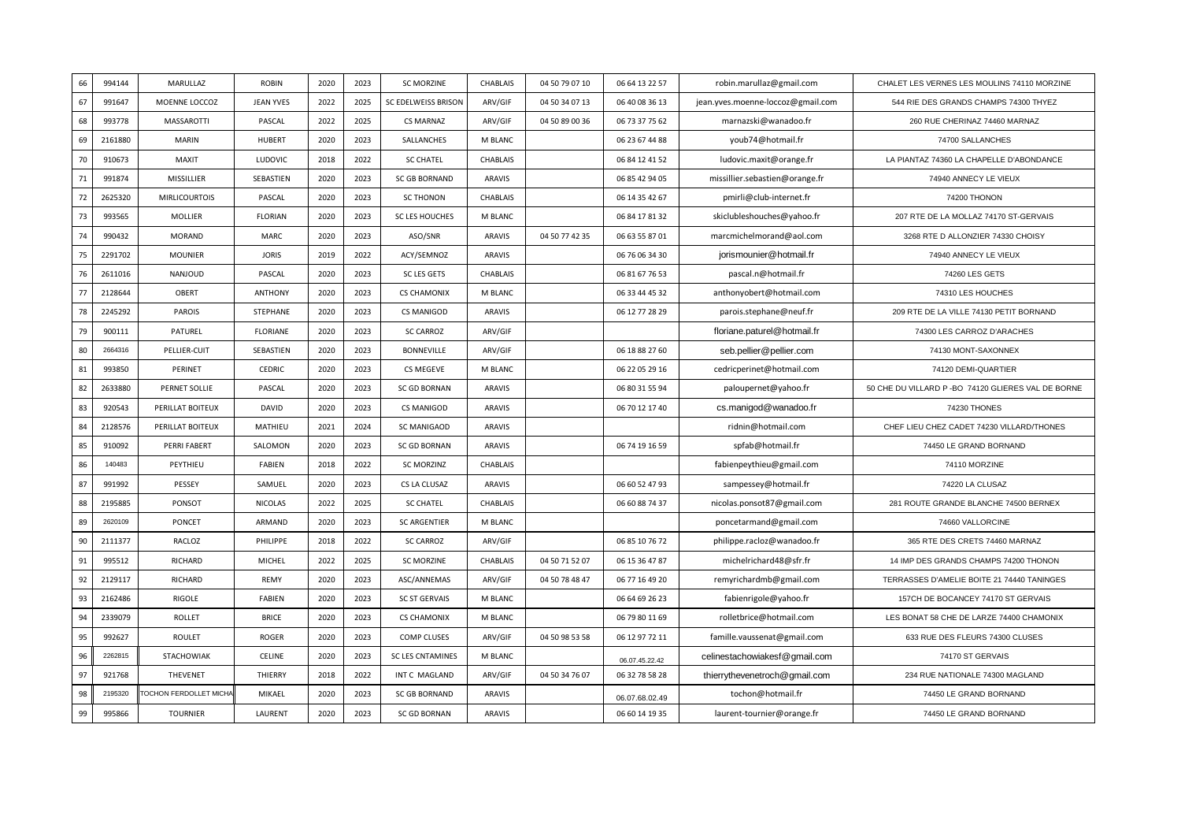| 66 | 994144 | MARULLAZ | ROBIN | 2020 | 2023 | SC MORZINE | CHABLAIS | 04 50 79 07 10 | 06 64 13 22 57 | robin.marullaz@gmail.com | CHALET LES VERNES LES MOULINS 74110 MORZINE |
|---|---|---|---|---|---|---|---|---|---|---|---|
| 67 | 991647 | MOENNE LOCCOZ | JEAN YVES | 2022 | 2025 | SC EDELWEISS BRISON | ARV/GIF | 04 50 34 07 13 | 06 40 08 36 13 | jean.yves.moenne-loccoz@gmail.com | 544 RIE DES GRANDS CHAMPS 74300 THYEZ |
| 68 | 993778 | MASSAROTTI | PASCAL | 2022 | 2025 | CS MARNAZ | ARV/GIF | 04 50 89 00 36 | 06 73 37 75 62 | marnazski@wanadoo.fr | 260 RUE CHERINAZ 74460 MARNAZ |
| 69 | 2161880 | MARIN | HUBERT | 2020 | 2023 | SALLANCHES | M BLANC | | 06 23 67 44 88 | youb74@hotmail.fr | 74700 SALLANCHES |
| 70 | 910673 | MAXIT | LUDOVIC | 2018 | 2022 | SC CHATEL | CHABLAIS | | 06 84 12 41 52 | ludovic.maxit@orange.fr | LA PIANTAZ 74360 LA CHAPELLE D'ABONDANCE |
| 71 | 991874 | MISSILLIER | SEBASTIEN | 2020 | 2023 | SC GB BORNAND | ARAVIS | | 06 85 42 94 05 | missillier.sebastien@orange.fr | 74940 ANNECY LE VIEUX |
| 72 | 2625320 | MIRLICOURTOIS | PASCAL | 2020 | 2023 | SC THONON | CHABLAIS | | 06 14 35 42 67 | pmirli@club-internet.fr | 74200 THONON |
| 73 | 993565 | MOLLIER | FLORIAN | 2020 | 2023 | SC LES HOUCHES | M BLANC | | 06 84 17 81 32 | skiclubleshouches@yahoo.fr | 207 RTE DE LA MOLLAZ 74170 ST-GERVAIS |
| 74 | 990432 | MORAND | MARC | 2020 | 2023 | ASO/SNR | ARAVIS | 04 50 77 42 35 | 06 63 55 87 01 | marcmichelmorand@aol.com | 3268 RTE D ALLONZIER 74330 CHOISY |
| 75 | 2291702 | MOUNIER | JORIS | 2019 | 2022 | ACY/SEMNOZ | ARAVIS | | 06 76 06 34 30 | jorismounier@hotmail.fr | 74940 ANNECY LE VIEUX |
| 76 | 2611016 | NANJOUD | PASCAL | 2020 | 2023 | SC LES GETS | CHABLAIS | | 06 81 67 76 53 | pascal.n@hotmail.fr | 74260 LES GETS |
| 77 | 2128644 | OBERT | ANTHONY | 2020 | 2023 | CS CHAMONIX | M BLANC | | 06 33 44 45 32 | anthonyobert@hotmail.com | 74310 LES HOUCHES |
| 78 | 2245292 | PAROIS | STEPHANE | 2020 | 2023 | CS MANIGOD | ARAVIS | | 06 12 77 28 29 | parois.stephane@neuf.fr | 209 RTE DE LA VILLE 74130 PETIT BORNAND |
| 79 | 900111 | PATUREL | FLORIANE | 2020 | 2023 | SC CARROZ | ARV/GIF | | | floriane.paturel@hotmail.fr | 74300 LES CARROZ D'ARACHES |
| 80 | 2664316 | PELLIER-CUIT | SEBASTIEN | 2020 | 2023 | BONNEVILLE | ARV/GIF | | 06 18 88 27 60 | seb.pellier@pellier.com | 74130 MONT-SAXONNEX |
| 81 | 993850 | PERINET | CEDRIC | 2020 | 2023 | CS MEGEVE | M BLANC | | 06 22 05 29 16 | cedricperinet@hotmail.com | 74120 DEMI-QUARTIER |
| 82 | 2633880 | PERNET SOLLIE | PASCAL | 2020 | 2023 | SC GD BORNAN | ARAVIS | | 06 80 31 55 94 | paloupernet@yahoo.fr | 50 CHE DU VILLARD P -BO 74120 GLIERES VAL DE BORNE |
| 83 | 920543 | PERILLAT BOITEUX | DAVID | 2020 | 2023 | CS MANIGOD | ARAVIS | | 06 70 12 17 40 | cs.manigod@wanadoo.fr | 74230 THONES |
| 84 | 2128576 | PERILLAT BOITEUX | MATHIEU | 2021 | 2024 | SC MANIGAOD | ARAVIS | | | ridnin@hotmail.com | CHEF LIEU CHEZ CADET 74230 VILLARD/THONES |
| 85 | 910092 | PERRI FABERT | SALOMON | 2020 | 2023 | SC GD BORNAN | ARAVIS | | 06 74 19 16 59 | spfab@hotmail.fr | 74450 LE GRAND BORNAND |
| 86 | 140483 | PEYTHIEU | FABIEN | 2018 | 2022 | SC MORZINZ | CHABLAIS | | | fabienpeythieu@gmail.com | 74110 MORZINE |
| 87 | 991992 | PESSEY | SAMUEL | 2020 | 2023 | CS LA CLUSAZ | ARAVIS | | 06 60 52 47 93 | sampessey@hotmail.fr | 74220 LA CLUSAZ |
| 88 | 2195885 | PONSOT | NICOLAS | 2022 | 2025 | SC CHATEL | CHABLAIS | | 06 60 88 74 37 | nicolas.ponsot87@gmail.com | 281 ROUTE GRANDE BLANCHE 74500 BERNEX |
| 89 | 2620109 | PONCET | ARMAND | 2020 | 2023 | SC ARGENTIER | M BLANC | | | poncetarmand@gmail.com | 74660 VALLORCINE |
| 90 | 2111377 | RACLOZ | PHILIPPE | 2018 | 2022 | SC CARROZ | ARV/GIF | | 06 85 10 76 72 | philippe.racloz@wanadoo.fr | 365 RTE DES CRETS 74460 MARNAZ |
| 91 | 995512 | RICHARD | MICHEL | 2022 | 2025 | SC MORZINE | CHABLAIS | 04 50 71 52 07 | 06 15 36 47 87 | michelrichard48@sfr.fr | 14 IMP DES GRANDS CHAMPS 74200 THONON |
| 92 | 2129117 | RICHARD | REMY | 2020 | 2023 | ASC/ANNEMAS | ARV/GIF | 04 50 78 48 47 | 06 77 16 49 20 | remyrichardmb@gmail.com | TERRASSES D'AMELIE BOITE 21 74440 TANINGES |
| 93 | 2162486 | RIGOLE | FABIEN | 2020 | 2023 | SC ST GERVAIS | M BLANC | | 06 64 69 26 23 | fabienrigole@yahoo.fr | 157CH DE BOCANCEY 74170 ST GERVAIS |
| 94 | 2339079 | ROLLET | BRICE | 2020 | 2023 | CS CHAMONIX | M BLANC | | 06 79 80 11 69 | rolletbrice@hotmail.com | LES BONAT 58 CHE DE LARZE 74400 CHAMONIX |
| 95 | 992627 | ROULET | ROGER | 2020 | 2023 | COMP CLUSES | ARV/GIF | 04 50 98 53 58 | 06 12 97 72 11 | famille.vaussenat@gmail.com | 633 RUE DES FLEURS 74300 CLUSES |
| 96 | 2262815 | STACHOWIAK | CELINE | 2020 | 2023 | SC LES CNTAMINES | M BLANC | | 06.07.45.22.42 | celinestachowiakesf@gmail.com | 74170 ST GERVAIS |
| 97 | 921768 | THEVENET | THIERRY | 2018 | 2022 | INT C MAGLAND | ARV/GIF | 04 50 34 76 07 | 06 32 78 58 28 | thierrythevenetroch@gmail.com | 234 RUE NATIONALE 74300 MAGLAND |
| 98 | 2195320 | TOCHON FERDOLLET MICHA | MIKAEL | 2020 | 2023 | SC GB BORNAND | ARAVIS | | 06.07.68.02.49 | tochon@hotmail.fr | 74450 LE GRAND BORNAND |
| 99 | 995866 | TOURNIER | LAURENT | 2020 | 2023 | SC GD BORNAN | ARAVIS | | 06 60 14 19 35 | laurent-tournier@orange.fr | 74450 LE GRAND BORNAND |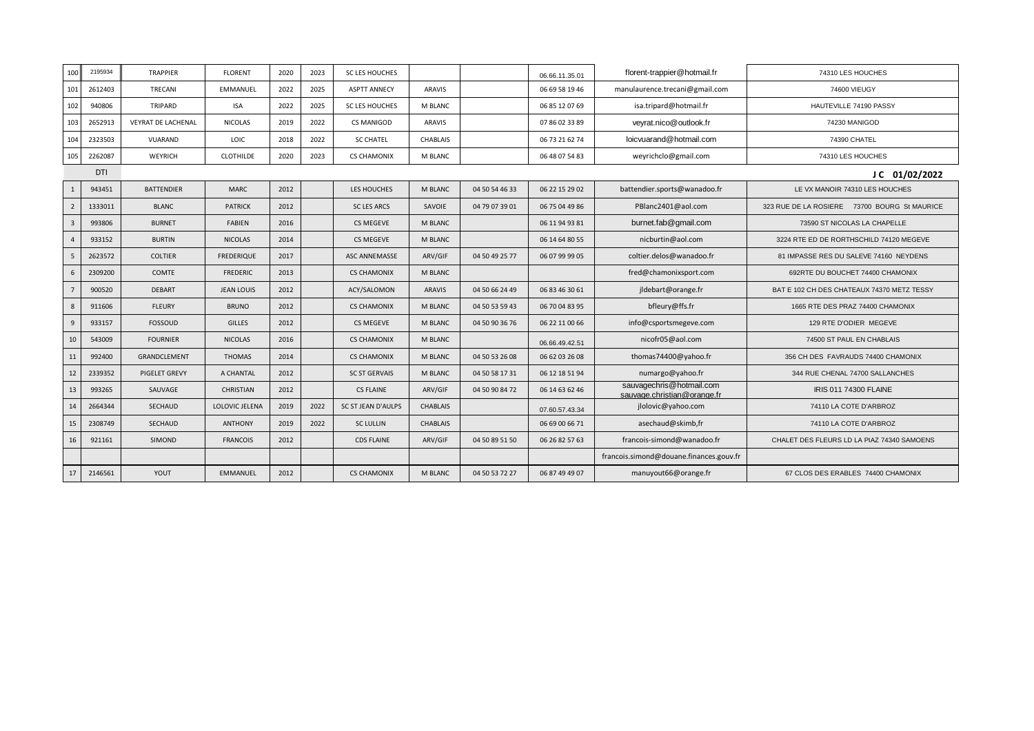| | | | | | | | | | | | |
|---|---|---|---|---|---|---|---|---|---|---|---|
| 100 | 2195934 | TRAPPIER | FLORENT | 2020 | 2023 | SC LES HOUCHES | | | 06.66.11.35.01 | florent-trappier@hotmail.fr | 74310 LES HOUCHES |
| 101 | 2612403 | TRECANI | EMMANUEL | 2022 | 2025 | ASPTT ANNECY | ARAVIS | | 06 69 58 19 46 | manulaurence.trecani@gmail.com | 74600 VIEUGY |
| 102 | 940806 | TRIPARD | ISA | 2022 | 2025 | SC LES HOUCHES | M BLANC | | 06 85 12 07 69 | isa.tripard@hotmail.fr | HAUTEVILLE 74190 PASSY |
| 103 | 2652913 | VEYRAT DE LACHENAL | NICOLAS | 2019 | 2022 | CS MANIGOD | ARAVIS | | 07 86 02 33 89 | veyrat.nico@outlook.fr | 74230 MANIGOD |
| 104 | 2323503 | VUARAND | LOIC | 2018 | 2022 | SC CHATEL | CHABLAIS | | 06 73 21 62 74 | loicvuarand@hotmail.com | 74390 CHATEL |
| 105 | 2262087 | WEYRICH | CLOTHILDE | 2020 | 2023 | CS CHAMONIX | M BLANC | | 06 48 07 54 83 | weyrichclo@gmail.com | 74310 LES HOUCHES |
| | DTI | | | | | | | | | | **J C 01/02/2022** |
| 1 | 943451 | BATTENDIER | MARC | 2012 | | LES HOUCHES | M BLANC | 04 50 54 46 33 | 06 22 15 29 02 | battendier.sports@wanadoo.fr | LE VX MANOIR 74310 LES HOUCHES |
| 2 | 1333011 | BLANC | PATRICK | 2012 | | SC LES ARCS | SAVOIE | 04 79 07 39 01 | 06 75 04 49 86 | PBlanc2401@aol.com | 323 RUE DE LA ROSIERE 73700 BOURG St MAURICE |
| 3 | 993806 | BURNET | FABIEN | 2016 | | CS MEGEVE | M BLANC | | 06 11 94 93 81 | burnet.fab@gmail.com | 73590 ST NICOLAS LA CHAPELLE |
| 4 | 933152 | BURTIN | NICOLAS | 2014 | | CS MEGEVE | M BLANC | | 06 14 64 80 55 | nicburtin@aol.com | 3224 RTE ED DE RORTHSCHILD 74120 MEGEVE |
| 5 | 2623572 | COLTIER | FREDERIQUE | 2017 | | ASC ANNEMASSE | ARV/GIF | 04 50 49 25 77 | 06 07 99 99 05 | coltier.delos@wanadoo.fr | 81 IMPASSE RES DU SALEVE 74160 NEYDENS |
| 6 | 2309200 | COMTE | FREDERIC | 2013 | | CS CHAMONIX | M BLANC | | | fred@chamonixsport.com | 692RTE DU BOUCHET 74400 CHAMONIX |
| 7 | 900520 | DEBART | JEAN LOUIS | 2012 | | ACY/SALOMON | ARAVIS | 04 50 66 24 49 | 06 83 46 30 61 | jldebart@orange.fr | BAT E 102 CH DES CHATEAUX 74370 METZ TESSY |
| 8 | 911606 | FLEURY | BRUNO | 2012 | | CS CHAMONIX | M BLANC | 04 50 53 59 43 | 06 70 04 83 95 | bfleury@ffs.fr | 1665 RTE DES PRAZ 74400 CHAMONIX |
| 9 | 933157 | FOSSOUD | GILLES | 2012 | | CS MEGEVE | M BLANC | 04 50 90 36 76 | 06 22 11 00 66 | info@csportsmegeve.com | 129 RTE D'ODIER MEGEVE |
| 10 | 543009 | FOURNIER | NICOLAS | 2016 | | CS CHAMONIX | M BLANC | | 06.66.49.42.51 | nicofr05@aol.com | 74500 ST PAUL EN CHABLAIS |
| 11 | 992400 | GRANDCLEMENT | THOMAS | 2014 | | CS CHAMONIX | M BLANC | 04 50 53 26 08 | 06 62 03 26 08 | thomas74400@yahoo.fr | 356 CH DES FAVRAUDS 74400 CHAMONIX |
| 12 | 2339352 | PIGELET GREVY | A CHANTAL | 2012 | | SC ST GERVAIS | M BLANC | 04 50 58 17 31 | 06 12 18 51 94 | numargo@yahoo.fr | 344 RUE CHENAL 74700 SALLANCHES |
| 13 | 993265 | SAUVAGE | CHRISTIAN | 2012 | | CS FLAINE | ARV/GIF | 04 50 90 84 72 | 06 14 63 62 46 | sauvagechris@hotmail.com sauvage.christian@orange.fr | IRIS 011 74300 FLAINE |
| 14 | 2664344 | SECHAUD | LOLOVIC JELENA | 2019 | 2022 | SC ST JEAN D'AULPS | CHABLAIS | | 07.60.57.43.34 | jlolovic@yahoo.com | 74110 LA COTE D'ARBROZ |
| 15 | 2308749 | SECHAUD | ANTHONY | 2019 | 2022 | SC LULLIN | CHABLAIS | | 06 69 00 66 71 | asechaud@skimb,fr | 74110 LA COTE D'ARBROZ |
| 16 | 921161 | SIMOND | FRANCOIS | 2012 | | CDS FLAINE | ARV/GIF | 04 50 89 51 50 | 06 26 82 57 63 | francois-simond@wanadoo.fr | CHALET DES FLEURS LD LA PIAZ 74340 SAMOENS |
| | | | | | | | | | | francois.simond@douane.finances.gouv.fr | |
| 17 | 2146561 | YOUT | EMMANUEL | 2012 | | CS CHAMONIX | M BLANC | 04 50 53 72 27 | 06 87 49 49 07 | manuyout66@orange.fr | 67 CLOS DES ERABLES 74400 CHAMONIX |